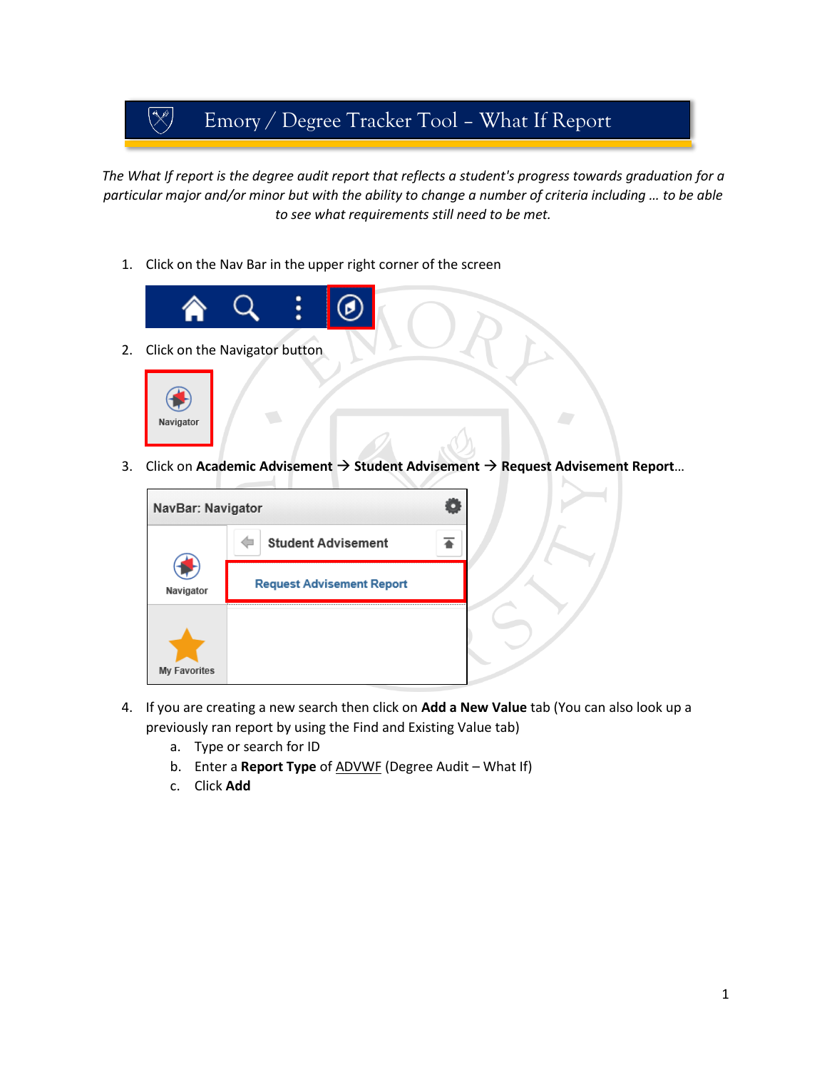# Emory / Degree Tracker Tool – What If Report

*The What If report is the degree audit report that reflects a student's progress towards graduation for a particular major and/or minor but with the ability to change a number of criteria including … to be able to see what requirements still need to be met.*

1. Click on the Nav Bar in the upper right corner of the screen
2. Click on the Navigator button
3. Click on **Academic Advisement** → **Student Advisement** → **Request Advisement Report**…
4. If you are creating a new search then click on **Add a New Value** tab (You can also look up a previously ran report by using the Find and Existing Value tab)
   a. Type or search for ID
   b. Enter a **Report Type** of ADVWF (Degree Audit – What If)
   c. Click **Add**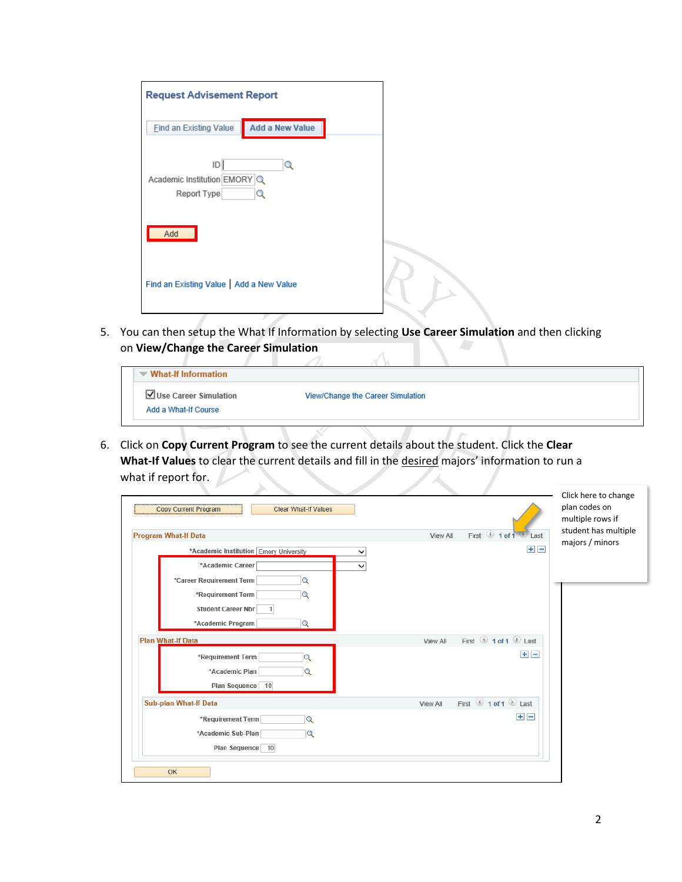Request Advisement Report

Find an Existing Value | Add a New Value

ID
Academic Institution EMORY
Report Type

Add

Find an Existing Value | Add a New Value

5. You can then setup the What If Information by selecting **Use Career Simulation** and then clicking on **View/Change the Career Simulation**

What-If Information

Use Career Simulation    View/Change the Career Simulation
Add a What-If Course

6. Click on **Copy Current Program** to see the current details about the student. Click the **Clear What-If Values** to clear the current details and fill in the desired majors' information to run a what if report for.

Copy Current Program    Clear What-If Values

Program What-If Data    View All    First    1 of 1    Last

*Academic Institution Emory University
*Academic Career
*Career Requirement Term
*Requirement Term
Student Career Nbr 1
*Academic Program

Plan What-If Data    View All    First    1 of 1    Last

*Requirement Term
*Academic Plan
Plan Sequence 10

Sub-plan What-If Data    View All    First    1 of 1    Last

*Requirement Term
*Academic Sub-Plan
Plan Sequence 10

OK

Click here to change plan codes on multiple rows if student has multiple majors / minors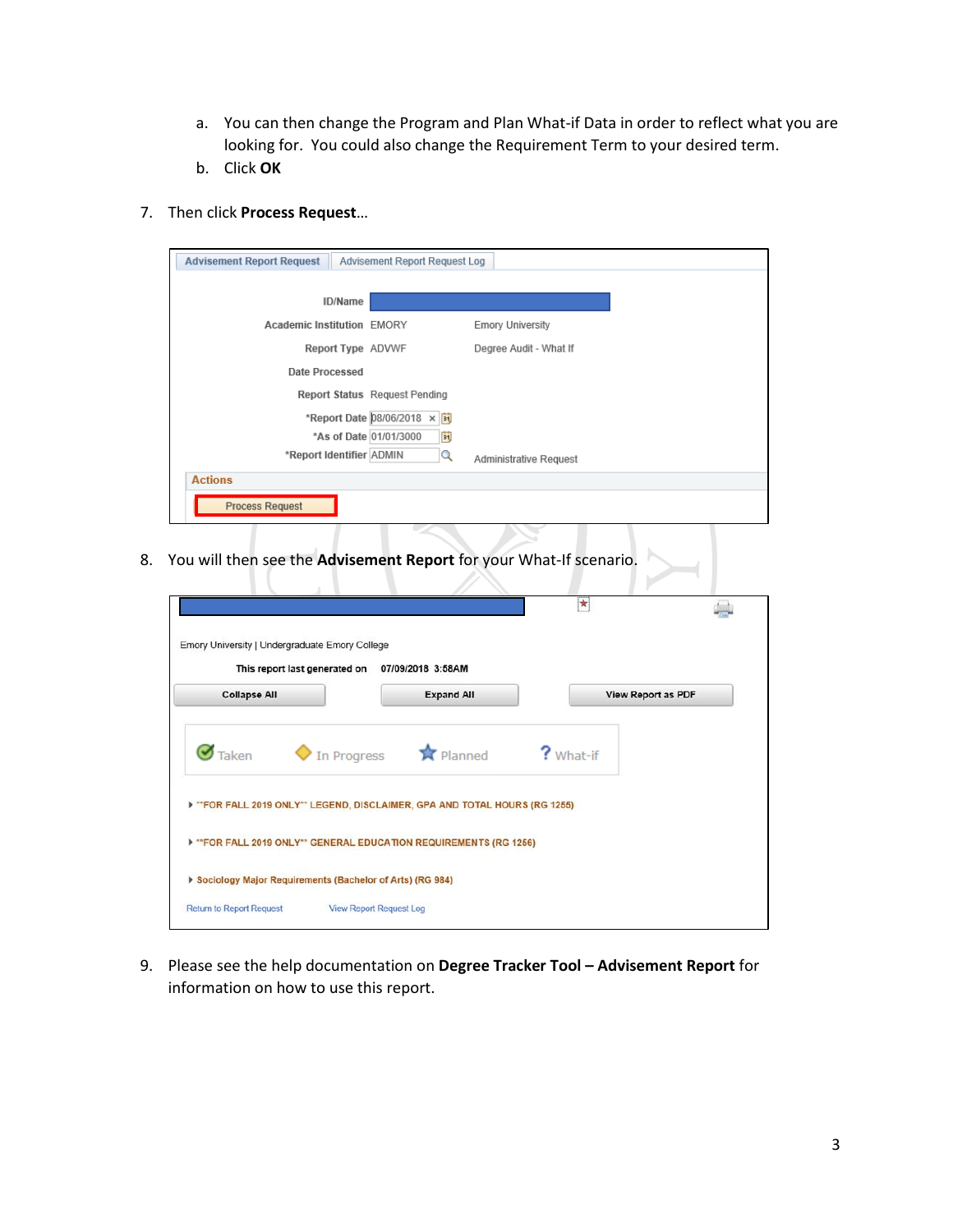a. You can then change the Program and Plan What-if Data in order to reflect what you are looking for. You could also change the Requirement Term to your desired term.
b. Click **OK**

7. Then click **Process Request**…

Advisement Report Request | Advisement Report Request Log

ID/Name

Academic Institution EMORY Emory University

Report Type ADVWF Degree Audit - What If

Date Processed

Report Status Request Pending

*Report Date 08/06/2018

*As of Date 01/01/3000

*Report Identifier ADMIN Administrative Request

Actions

Process Request

8. You will then see the **Advisement Report** for your What-If scenario.

Emory University | Undergraduate Emory College

This report last generated on 07/09/2018 3:58AM

Collapse All | Expand All | View Report as PDF

Taken | In Progress | Planned | What-if

**FOR FALL 2019 ONLY** LEGEND, DISCLAIMER, GPA AND TOTAL HOURS (RG 1255)

**FOR FALL 2019 ONLY** GENERAL EDUCATION REQUIREMENTS (RG 1256)

Sociology Major Requirements (Bachelor of Arts) (RG 984)

Return to Report Request | View Report Request Log

9. Please see the help documentation on **Degree Tracker Tool – Advisement Report** for information on how to use this report.